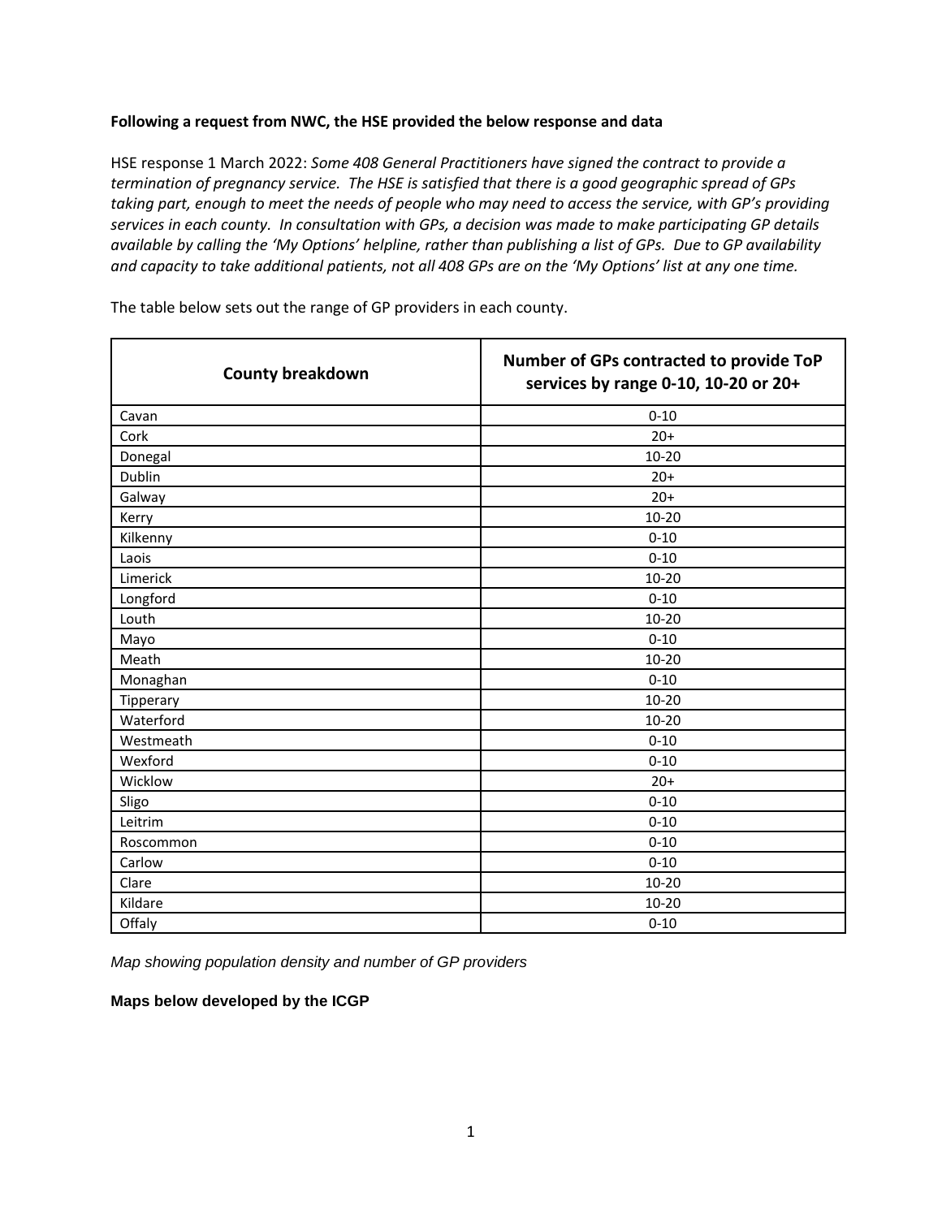**Following a request from NWC, the HSE provided the below response and data**

HSE response 1 March 2022: *Some 408 General Practitioners have signed the contract to provide a termination of pregnancy service. The HSE is satisfied that there is a good geographic spread of GPs taking part, enough to meet the needs of people who may need to access the service, with GP's providing services in each county. In consultation with GPs, a decision was made to make participating GP details available by calling the 'My Options' helpline, rather than publishing a list of GPs. Due to GP availability and capacity to take additional patients, not all 408 GPs are on the 'My Options' list at any one time.*

The table below sets out the range of GP providers in each county.

| County breakdown | Number of GPs contracted to provide ToP services by range 0-10, 10-20 or 20+ |
|---|---|
| Cavan | 0-10 |
| Cork | 20+ |
| Donegal | 10-20 |
| Dublin | 20+ |
| Galway | 20+ |
| Kerry | 10-20 |
| Kilkenny | 0-10 |
| Laois | 0-10 |
| Limerick | 10-20 |
| Longford | 0-10 |
| Louth | 10-20 |
| Mayo | 0-10 |
| Meath | 10-20 |
| Monaghan | 0-10 |
| Tipperary | 10-20 |
| Waterford | 10-20 |
| Westmeath | 0-10 |
| Wexford | 0-10 |
| Wicklow | 20+ |
| Sligo | 0-10 |
| Leitrim | 0-10 |
| Roscommon | 0-10 |
| Carlow | 0-10 |
| Clare | 10-20 |
| Kildare | 10-20 |
| Offaly | 0-10 |

*Map showing population density and number of GP providers*

**Maps below developed by the ICGP**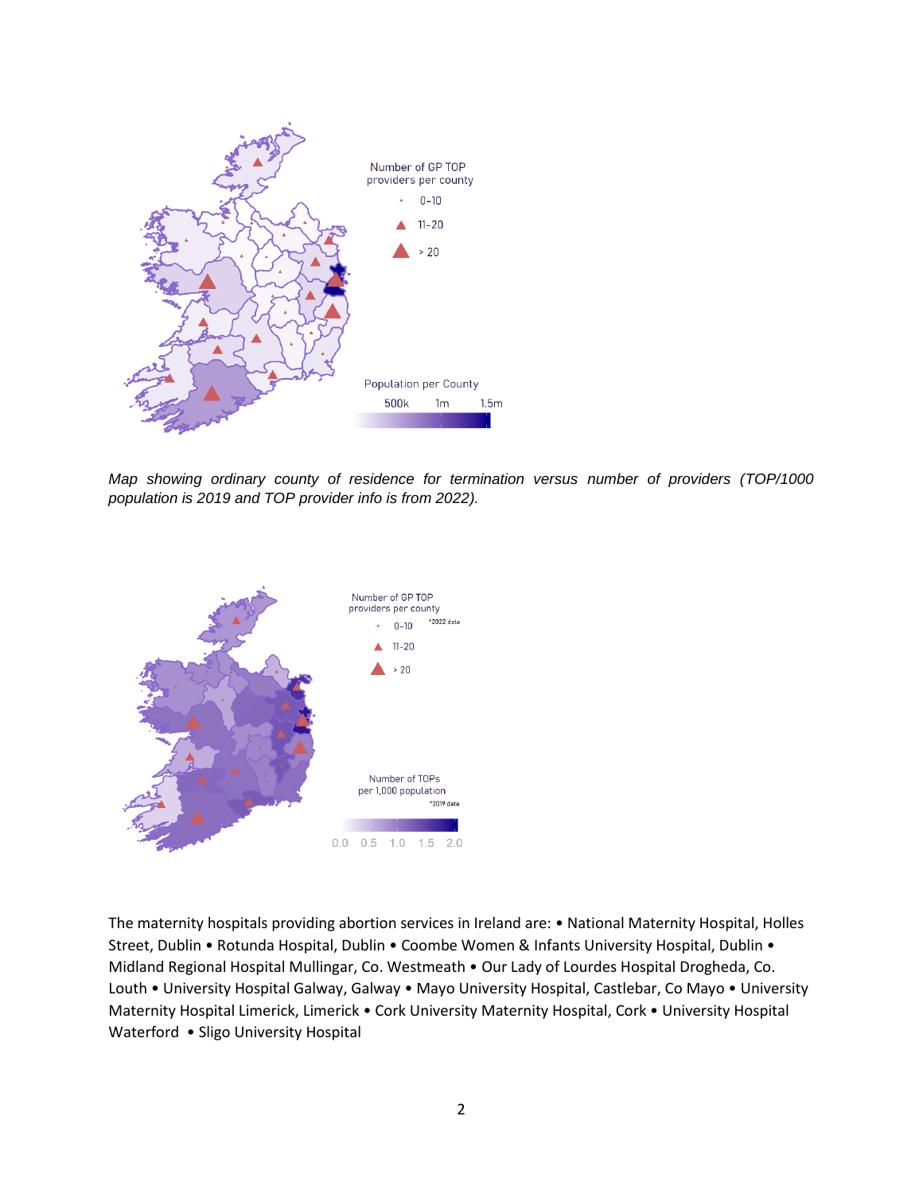*Map showing ordinary county of residence for termination versus number of providers (TOP/1000 population is 2019 and TOP provider info is from 2022).*

The maternity hospitals providing abortion services in Ireland are: • National Maternity Hospital, Holles Street, Dublin • Rotunda Hospital, Dublin • Coombe Women & Infants University Hospital, Dublin • Midland Regional Hospital Mullingar, Co. Westmeath • Our Lady of Lourdes Hospital Drogheda, Co. Louth • University Hospital Galway, Galway • Mayo University Hospital, Castlebar, Co Mayo • University Maternity Hospital Limerick, Limerick • Cork University Maternity Hospital, Cork • University Hospital Waterford • Sligo University Hospital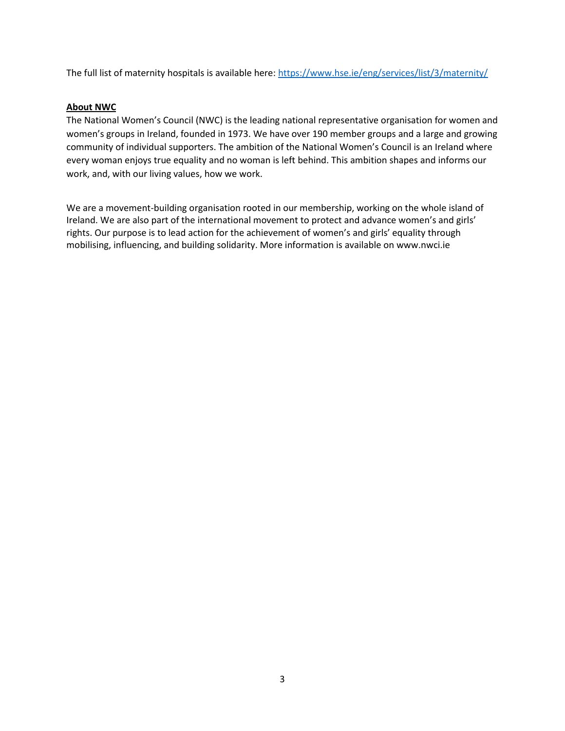The full list of maternity hospitals is available here: https://www.hse.ie/eng/services/list/3/maternity/

**About NWC**

The National Women's Council (NWC) is the leading national representative organisation for women and women's groups in Ireland, founded in 1973. We have over 190 member groups and a large and growing community of individual supporters. The ambition of the National Women's Council is an Ireland where every woman enjoys true equality and no woman is left behind. This ambition shapes and informs our work, and, with our living values, how we work.

We are a movement-building organisation rooted in our membership, working on the whole island of Ireland. We are also part of the international movement to protect and advance women's and girls' rights. Our purpose is to lead action for the achievement of women's and girls' equality through mobilising, influencing, and building solidarity. More information is available on www.nwci.ie